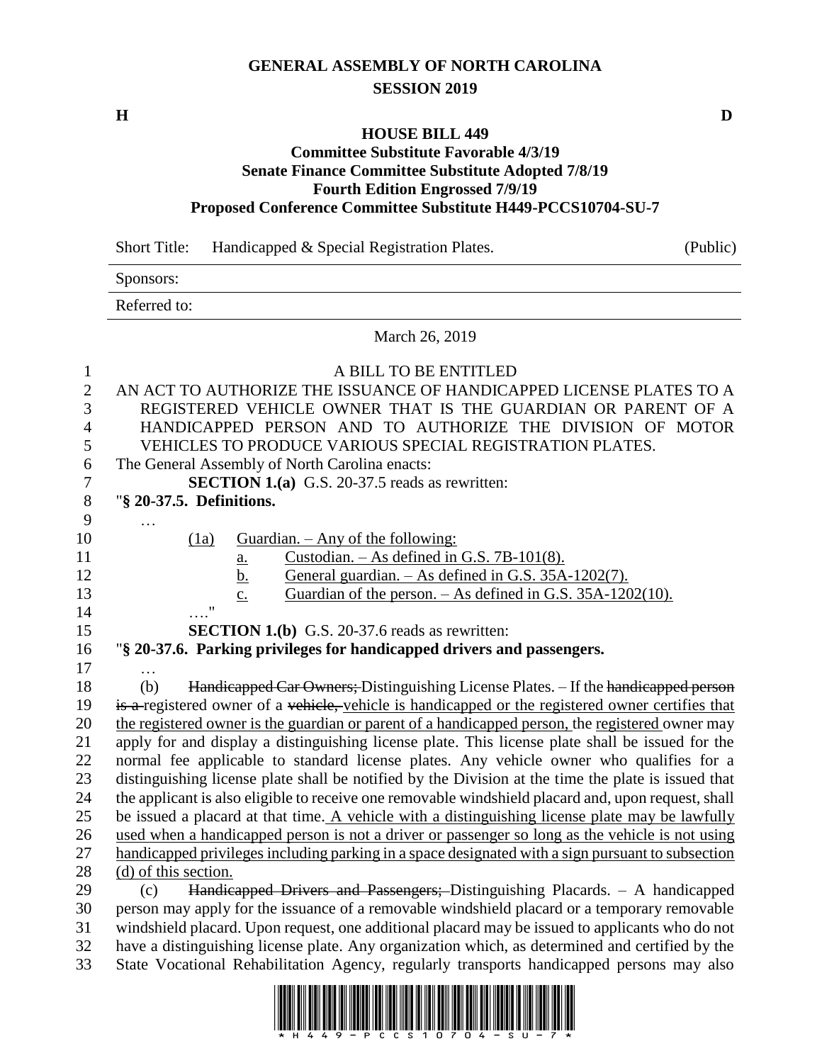# GENERAL ASSEMBLY OF NORTH CAROLINA
## SESSION 2019

**H** **D**

## HOUSE BILL 449
### Committee Substitute Favorable 4/3/19
### Senate Finance Committee Substitute Adopted 7/8/19
### Fourth Edition Engrossed 7/9/19
### Proposed Conference Committee Substitute H449-PCCS10704-SU-7

Short Title: Handicapped & Special Registration Plates. (Public)

Sponsors:

Referred to:

March 26, 2019

A BILL TO BE ENTITLED

AN ACT TO AUTHORIZE THE ISSUANCE OF HANDICAPPED LICENSE PLATES TO A REGISTERED VEHICLE OWNER THAT IS THE GUARDIAN OR PARENT OF A HANDICAPPED PERSON AND TO AUTHORIZE THE DIVISION OF MOTOR VEHICLES TO PRODUCE VARIOUS SPECIAL REGISTRATION PLATES.

The General Assembly of North Carolina enacts:

**SECTION 1.(a)** G.S. 20-37.5 reads as rewritten:

"**§ 20-37.5. Definitions.**

…

<u>(1a) Guardian. – Any of the following:</u>

<u>a. Custodian. – As defined in G.S. 7B-101(8).</u>

<u>b. General guardian. – As defined in G.S. 35A-1202(7).</u>

<u>c. Guardian of the person. – As defined in G.S. 35A-1202(10).</u>

…."

**SECTION 1.(b)** G.S. 20-37.6 reads as rewritten:

"**§ 20-37.6. Parking privileges for handicapped drivers and passengers.**

…

(b) ~~Handicapped Car Owners;~~ Distinguishing License Plates. – If the ~~handicapped person is a~~ registered owner of a ~~vehicle,~~ <u>vehicle is handicapped or the registered owner certifies that the registered owner is the guardian or parent of a handicapped person,</u> the <u>registered</u> owner may apply for and display a distinguishing license plate. This license plate shall be issued for the normal fee applicable to standard license plates. Any vehicle owner who qualifies for a distinguishing license plate shall be notified by the Division at the time the plate is issued that the applicant is also eligible to receive one removable windshield placard and, upon request, shall be issued a placard at that time. <u>A vehicle with a distinguishing license plate may be lawfully used when a handicapped person is not a driver or passenger so long as the vehicle is not using handicapped privileges including parking in a space designated with a sign pursuant to subsection (d) of this section.</u>

(c) ~~Handicapped Drivers and Passengers;~~ Distinguishing Placards. – A handicapped person may apply for the issuance of a removable windshield placard or a temporary removable windshield placard. Upon request, one additional placard may be issued to applicants who do not have a distinguishing license plate. Any organization which, as determined and certified by the State Vocational Rehabilitation Agency, regularly transports handicapped persons may also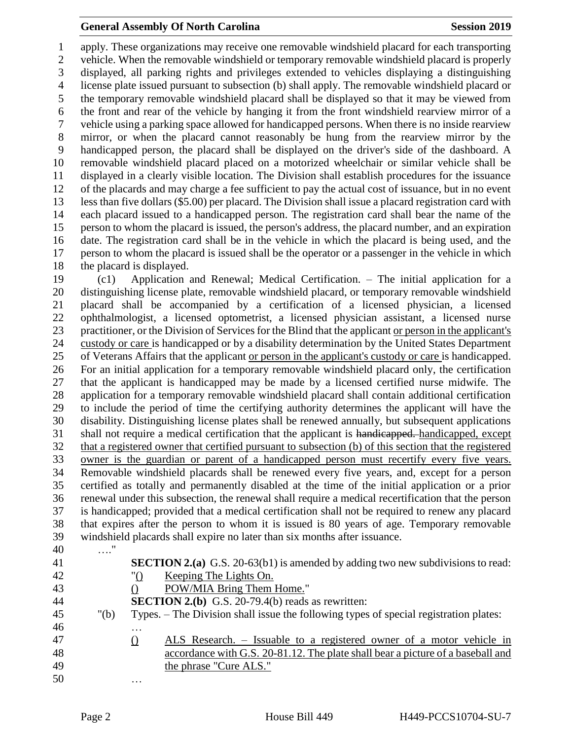apply. These organizations may receive one removable windshield placard for each transporting vehicle. When the removable windshield or temporary removable windshield placard is properly displayed, all parking rights and privileges extended to vehicles displaying a distinguishing license plate issued pursuant to subsection (b) shall apply. The removable windshield placard or the temporary removable windshield placard shall be displayed so that it may be viewed from the front and rear of the vehicle by hanging it from the front windshield rearview mirror of a vehicle using a parking space allowed for handicapped persons. When there is no inside rearview mirror, or when the placard cannot reasonably be hung from the rearview mirror by the handicapped person, the placard shall be displayed on the driver's side of the dashboard. A removable windshield placard placed on a motorized wheelchair or similar vehicle shall be displayed in a clearly visible location. The Division shall establish procedures for the issuance of the placards and may charge a fee sufficient to pay the actual cost of issuance, but in no event less than five dollars ($5.00) per placard. The Division shall issue a placard registration card with each placard issued to a handicapped person. The registration card shall bear the name of the person to whom the placard is issued, the person's address, the placard number, and an expiration date. The registration card shall be in the vehicle in which the placard is being used, and the person to whom the placard is issued shall be the operator or a passenger in the vehicle in which the placard is displayed.

(c1) Application and Renewal; Medical Certification. – The initial application for a distinguishing license plate, removable windshield placard, or temporary removable windshield placard shall be accompanied by a certification of a licensed physician, a licensed ophthalmologist, a licensed optometrist, a licensed physician assistant, a licensed nurse practitioner, or the Division of Services for the Blind that the applicant <u>or person in the applicant's custody or care</u> is handicapped or by a disability determination by the United States Department of Veterans Affairs that the applicant <u>or person in the applicant's custody or care</u> is handicapped. For an initial application for a temporary removable windshield placard only, the certification that the applicant is handicapped may be made by a licensed certified nurse midwife. The application for a temporary removable windshield placard shall contain additional certification to include the period of time the certifying authority determines the applicant will have the disability. Distinguishing license plates shall be renewed annually, but subsequent applications shall not require a medical certification that the applicant is ~~handicapped.~~ <u>handicapped, except that a registered owner that certified pursuant to subsection (b) of this section that the registered owner is the guardian or parent of a handicapped person must recertify every five years.</u> Removable windshield placards shall be renewed every five years, and, except for a person certified as totally and permanently disabled at the time of the initial application or a prior renewal under this subsection, the renewal shall require a medical recertification that the person is handicapped; provided that a medical certification shall not be required to renew any placard that expires after the person to whom it is issued is 80 years of age. Temporary removable windshield placards shall expire no later than six months after issuance.

…."

**SECTION 2.(a)** G.S. 20-63(b1) is amended by adding two new subdivisions to read:

"<u>()</u> <u>Keeping The Lights On.</u>

<u>()</u> <u>POW/MIA Bring Them Home.</u>"

**SECTION 2.(b)** G.S. 20-79.4(b) reads as rewritten:

"(b) Types. – The Division shall issue the following types of special registration plates:

…

<u>()</u> <u>ALS Research. – Issuable to a registered owner of a motor vehicle in accordance with G.S. 20-81.12. The plate shall bear a picture of a baseball and the phrase "Cure ALS."</u>

…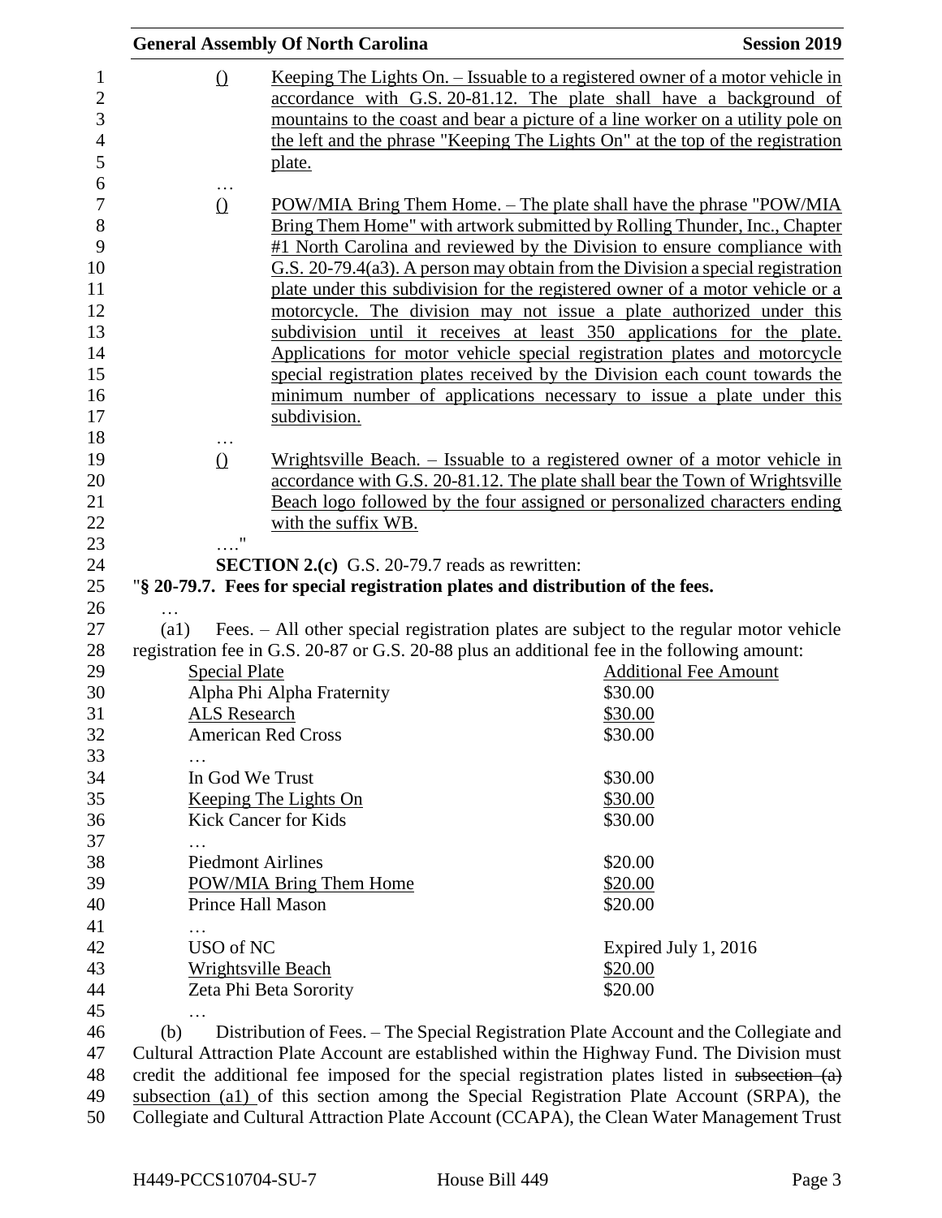() Keeping The Lights On. – Issuable to a registered owner of a motor vehicle in accordance with G.S. 20-81.12. The plate shall have a background of mountains to the coast and bear a picture of a line worker on a utility pole on the left and the phrase "Keeping The Lights On" at the top of the registration plate.

…

() POW/MIA Bring Them Home. – The plate shall have the phrase "POW/MIA Bring Them Home" with artwork submitted by Rolling Thunder, Inc., Chapter #1 North Carolina and reviewed by the Division to ensure compliance with G.S. 20-79.4(a3). A person may obtain from the Division a special registration plate under this subdivision for the registered owner of a motor vehicle or a motorcycle. The division may not issue a plate authorized under this subdivision until it receives at least 350 applications for the plate. Applications for motor vehicle special registration plates and motorcycle special registration plates received by the Division each count towards the minimum number of applications necessary to issue a plate under this subdivision.

…

() Wrightsville Beach. – Issuable to a registered owner of a motor vehicle in accordance with G.S. 20-81.12. The plate shall bear the Town of Wrightsville Beach logo followed by the four assigned or personalized characters ending with the suffix WB.

…."

**SECTION 2.(c)** G.S. 20-79.7 reads as rewritten:

"**§ 20-79.7. Fees for special registration plates and distribution of the fees.**

…

(a1) Fees. – All other special registration plates are subject to the regular motor vehicle registration fee in G.S. 20-87 or G.S. 20-88 plus an additional fee in the following amount:

| Special Plate | Additional Fee Amount |
|---|---|
| Alpha Phi Alpha Fraternity | \$30.00 |
| ALS Research | \$30.00 |
| American Red Cross | \$30.00 |
| … | |
| In God We Trust | \$30.00 |
| Keeping The Lights On | \$30.00 |
| Kick Cancer for Kids | \$30.00 |
| … | |
| Piedmont Airlines | \$20.00 |
| POW/MIA Bring Them Home | \$20.00 |
| Prince Hall Mason | \$20.00 |
| … | |
| USO of NC | Expired July 1, 2016 |
| Wrightsville Beach | \$20.00 |
| Zeta Phi Beta Sorority | \$20.00 |
| … | |

(b) Distribution of Fees. – The Special Registration Plate Account and the Collegiate and Cultural Attraction Plate Account are established within the Highway Fund. The Division must credit the additional fee imposed for the special registration plates listed in ~~subsection (a)~~ subsection (a1) of this section among the Special Registration Plate Account (SRPA), the Collegiate and Cultural Attraction Plate Account (CCAPA), the Clean Water Management Trust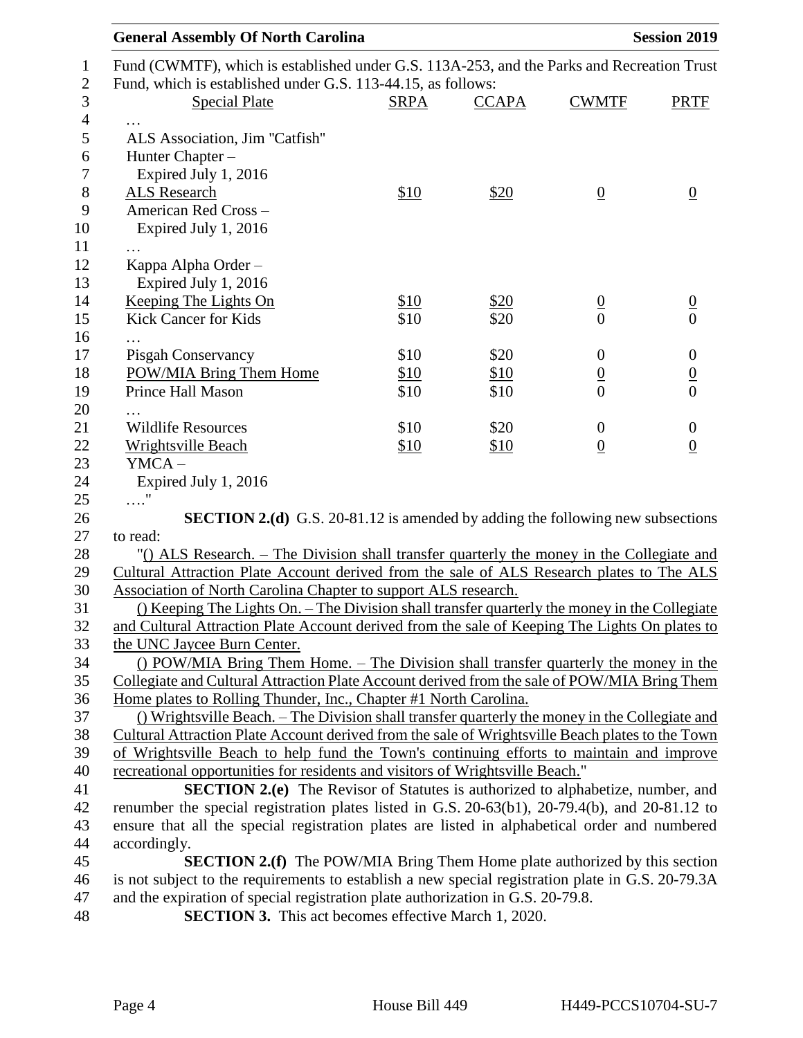Fund (CWMTF), which is established under G.S. 113A-253, and the Parks and Recreation Trust Fund, which is established under G.S. 113-44.15, as follows:

| Special Plate | SRPA | CCAPA | CWMTF | PRTF |
|---|---|---|---|---|
| … | | | | |
| ALS Association, Jim "Catfish" Hunter Chapter – Expired July 1, 2016 | | | | |
| ALS Research | $10 | $20 | 0 | 0 |
| American Red Cross – Expired July 1, 2016 | | | | |
| … | | | | |
| Kappa Alpha Order – Expired July 1, 2016 | | | | |
| Keeping The Lights On | $10 | $20 | 0 | 0 |
| Kick Cancer for Kids | $10 | $20 | 0 | 0 |
| … | | | | |
| Pisgah Conservancy | $10 | $20 | 0 | 0 |
| POW/MIA Bring Them Home | $10 | $10 | 0 | 0 |
| Prince Hall Mason | $10 | $10 | 0 | 0 |
| … | | | | |
| Wildlife Resources | $10 | $20 | 0 | 0 |
| Wrightsville Beach | $10 | $10 | 0 | 0 |
| YMCA – Expired July 1, 2016 | | | | |
| …." | | | | |

**SECTION 2.(d)** G.S. 20-81.12 is amended by adding the following new subsections to read:

"() ALS Research. – The Division shall transfer quarterly the money in the Collegiate and Cultural Attraction Plate Account derived from the sale of ALS Research plates to The ALS Association of North Carolina Chapter to support ALS research.

() Keeping The Lights On. – The Division shall transfer quarterly the money in the Collegiate and Cultural Attraction Plate Account derived from the sale of Keeping The Lights On plates to the UNC Jaycee Burn Center.

() POW/MIA Bring Them Home. – The Division shall transfer quarterly the money in the Collegiate and Cultural Attraction Plate Account derived from the sale of POW/MIA Bring Them Home plates to Rolling Thunder, Inc., Chapter #1 North Carolina.

() Wrightsville Beach. – The Division shall transfer quarterly the money in the Collegiate and Cultural Attraction Plate Account derived from the sale of Wrightsville Beach plates to the Town of Wrightsville Beach to help fund the Town's continuing efforts to maintain and improve recreational opportunities for residents and visitors of Wrightsville Beach."

**SECTION 2.(e)** The Revisor of Statutes is authorized to alphabetize, number, and renumber the special registration plates listed in G.S. 20-63(b1), 20-79.4(b), and 20-81.12 to ensure that all the special registration plates are listed in alphabetical order and numbered accordingly.

**SECTION 2.(f)** The POW/MIA Bring Them Home plate authorized by this section is not subject to the requirements to establish a new special registration plate in G.S. 20-79.3A and the expiration of special registration plate authorization in G.S. 20-79.8.

**SECTION 3.** This act becomes effective March 1, 2020.